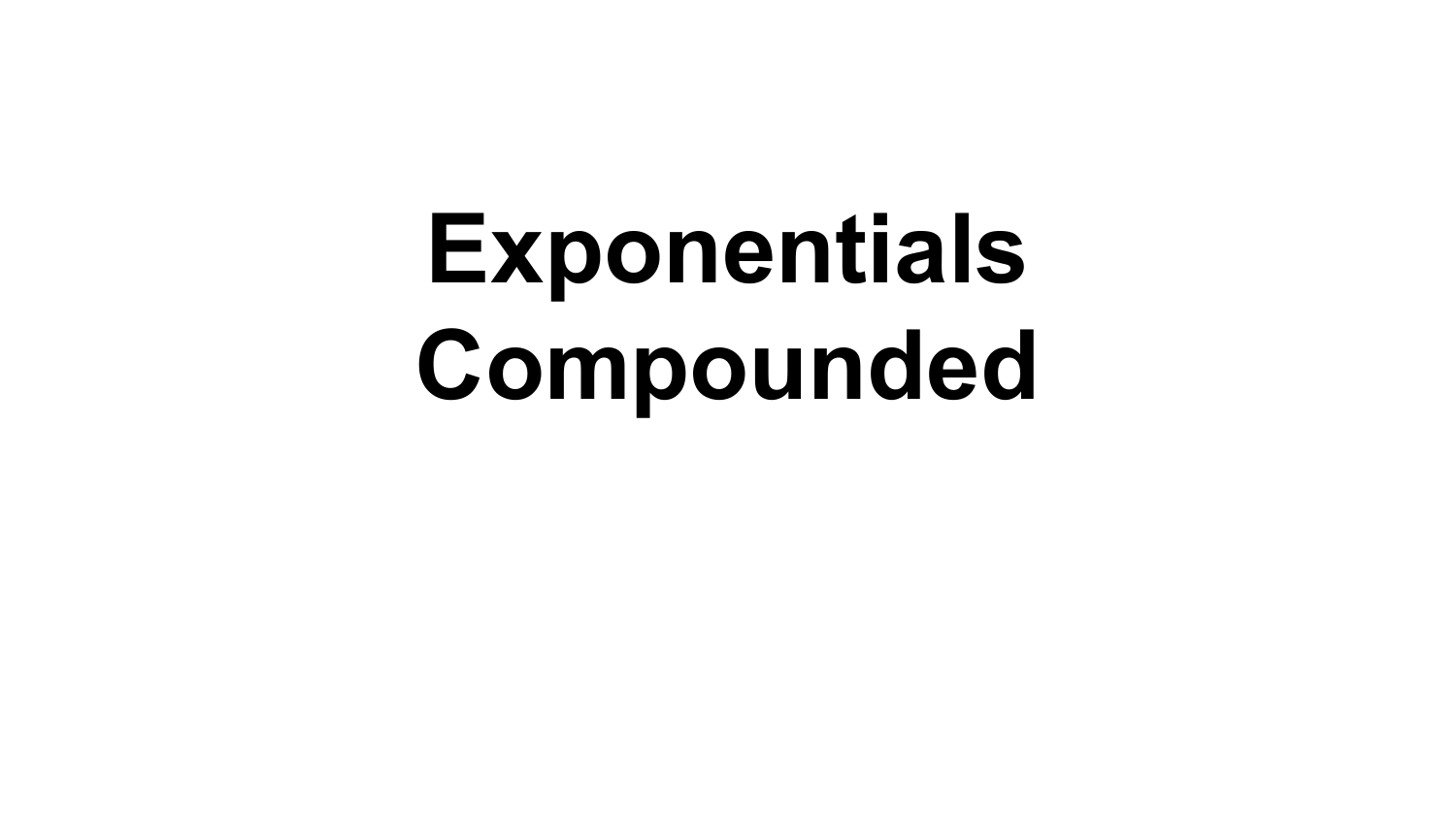# Exponentials Compounded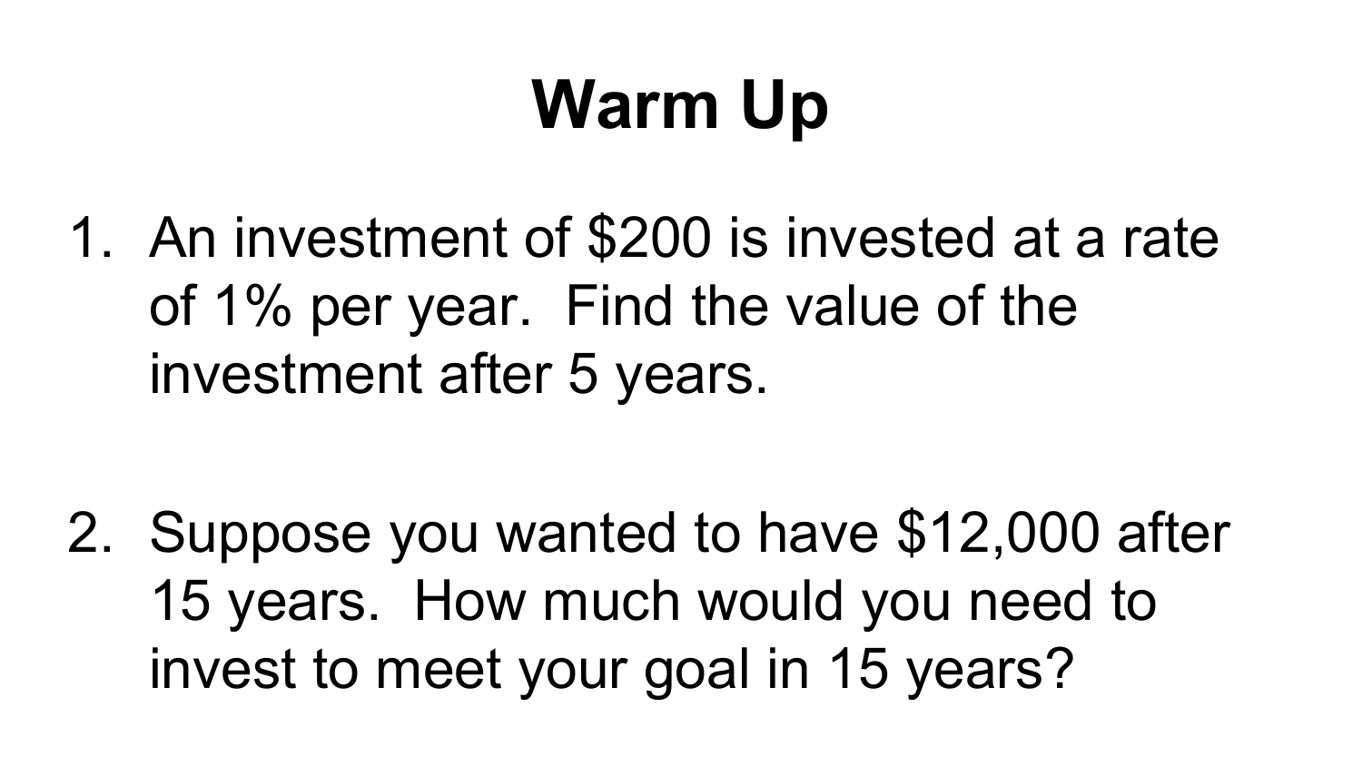# Warm Up

1. An investment of $200 is invested at a rate of 1% per year. Find the value of the investment after 5 years.

2. Suppose you wanted to have $12,000 after 15 years. How much would you need to invest to meet your goal in 15 years?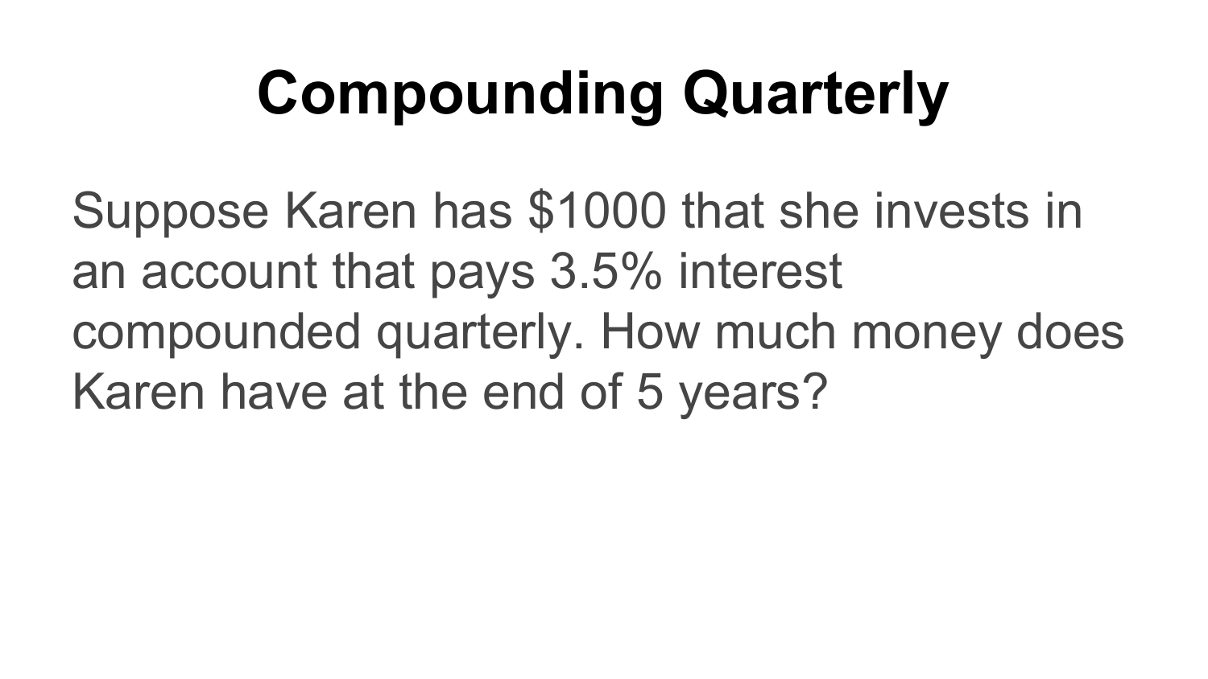# Compounding Quarterly

Suppose Karen has $1000 that she invests in an account that pays 3.5% interest compounded quarterly. How much money does Karen have at the end of 5 years?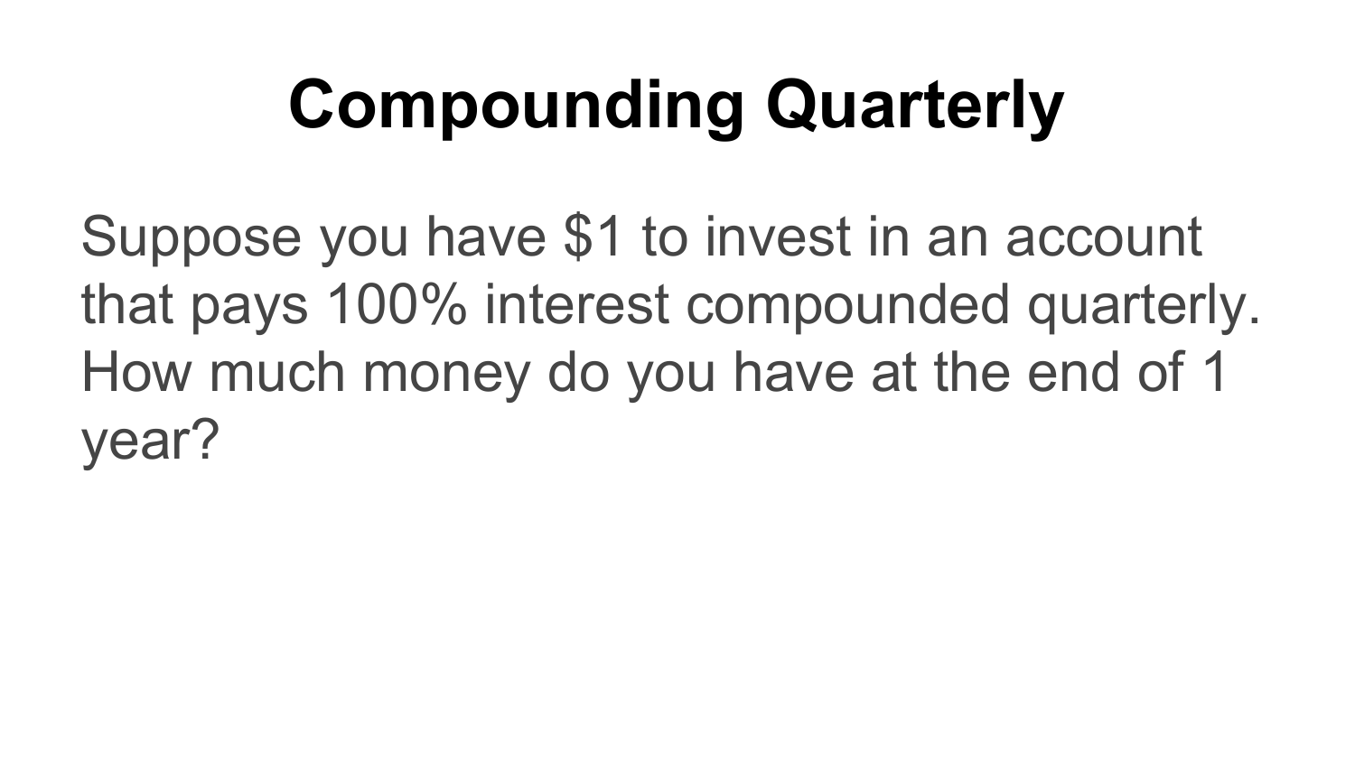# Compounding Quarterly

Suppose you have $1 to invest in an account that pays 100% interest compounded quarterly. How much money do you have at the end of 1 year?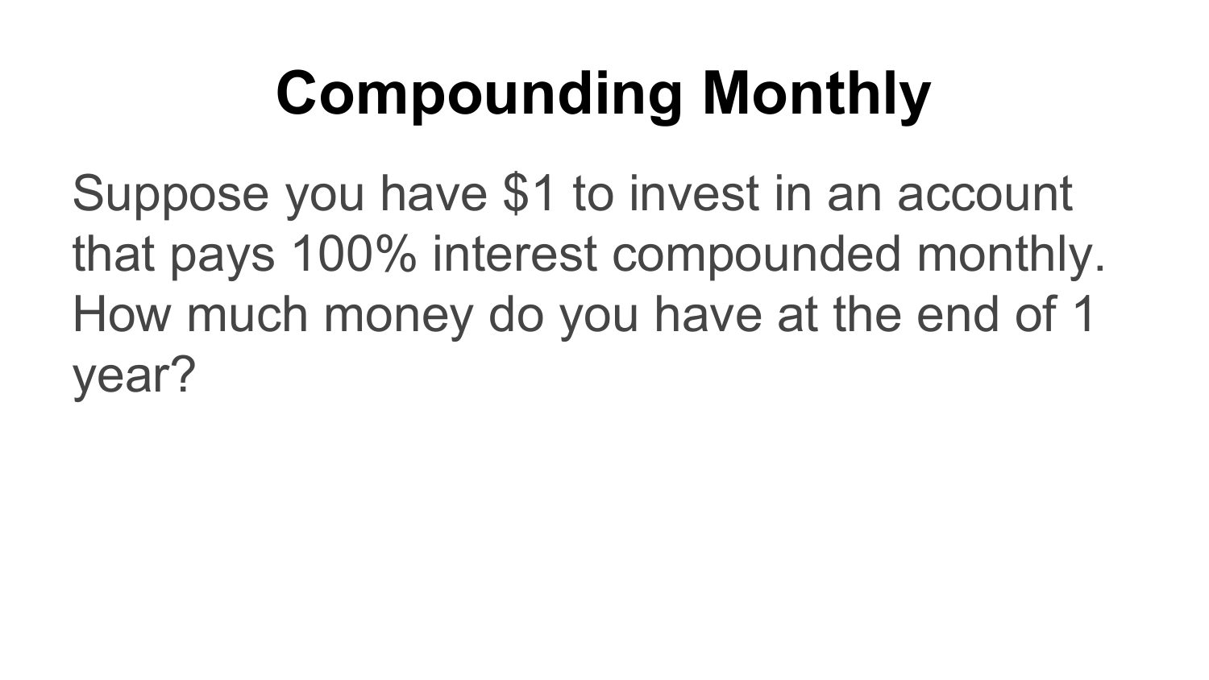# Compounding Monthly

Suppose you have $1 to invest in an account that pays 100% interest compounded monthly. How much money do you have at the end of 1 year?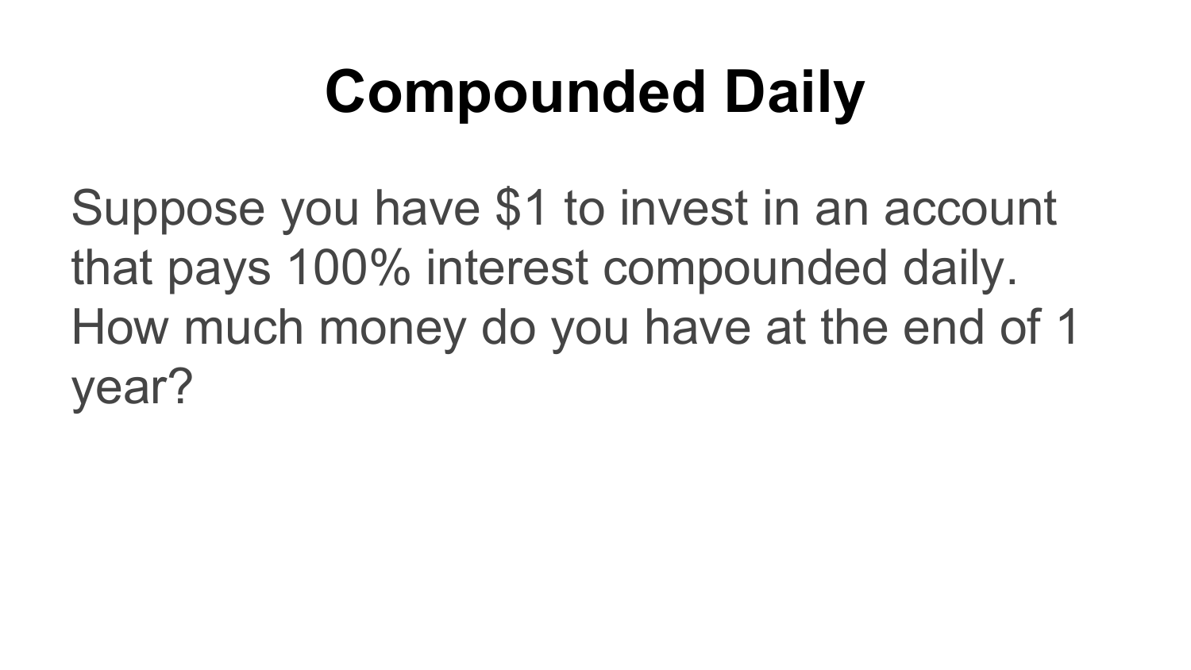# Compounded Daily

Suppose you have $1 to invest in an account that pays 100% interest compounded daily. How much money do you have at the end of 1 year?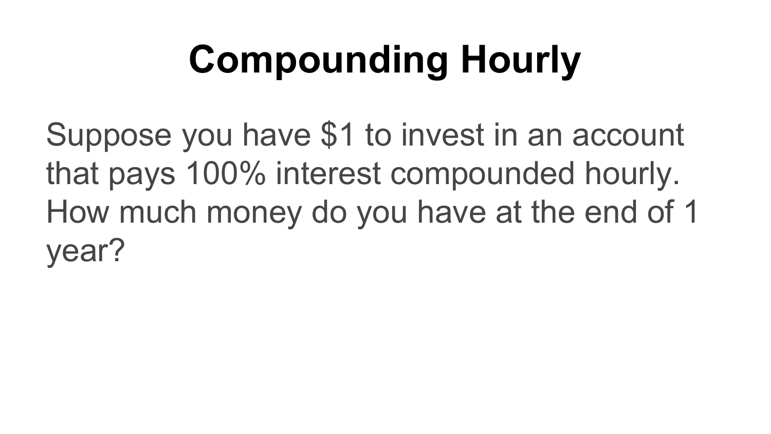# Compounding Hourly

Suppose you have $1 to invest in an account that pays 100% interest compounded hourly. How much money do you have at the end of 1 year?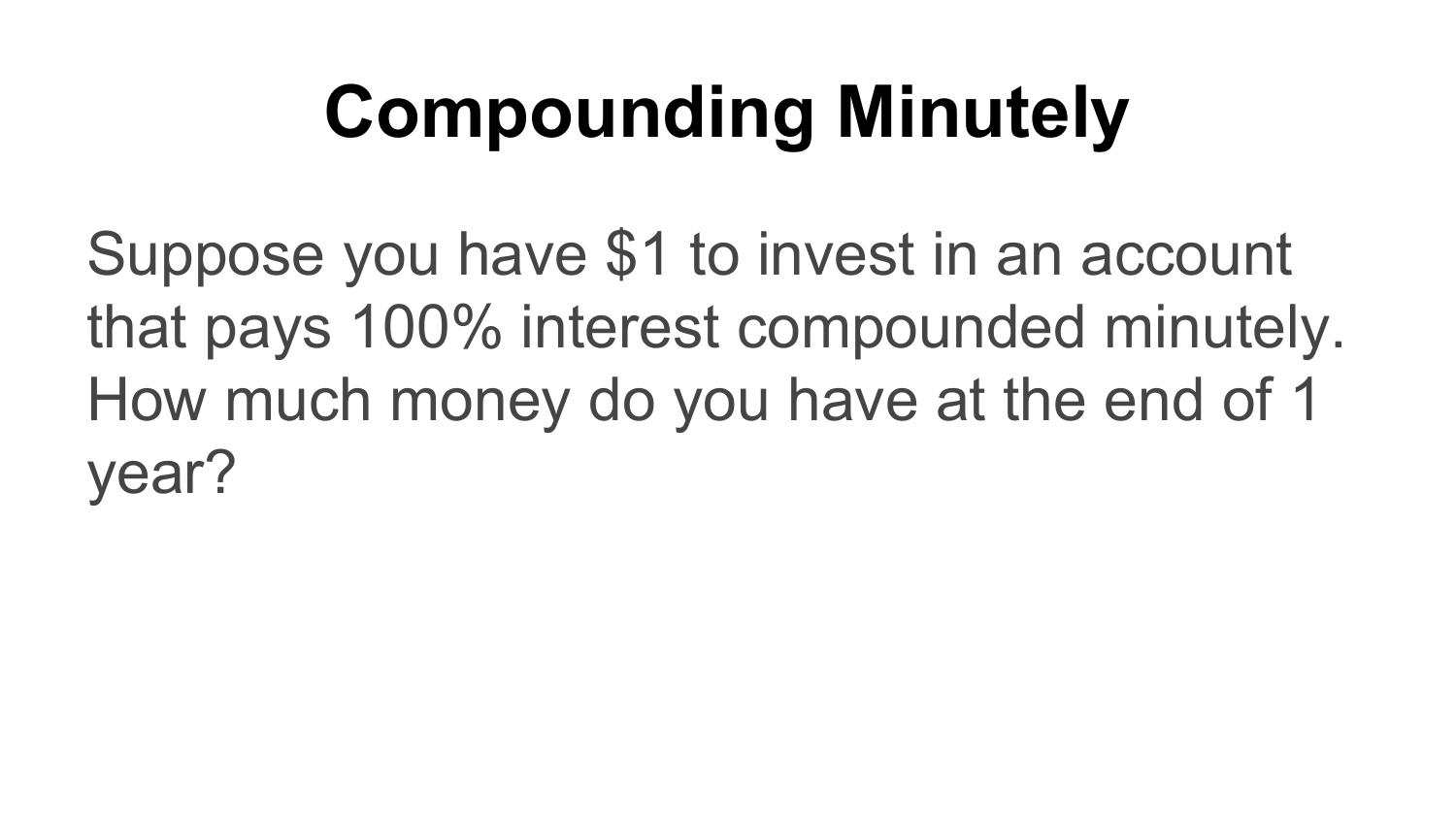# Compounding Minutely

Suppose you have $1 to invest in an account that pays 100% interest compounded minutely. How much money do you have at the end of 1 year?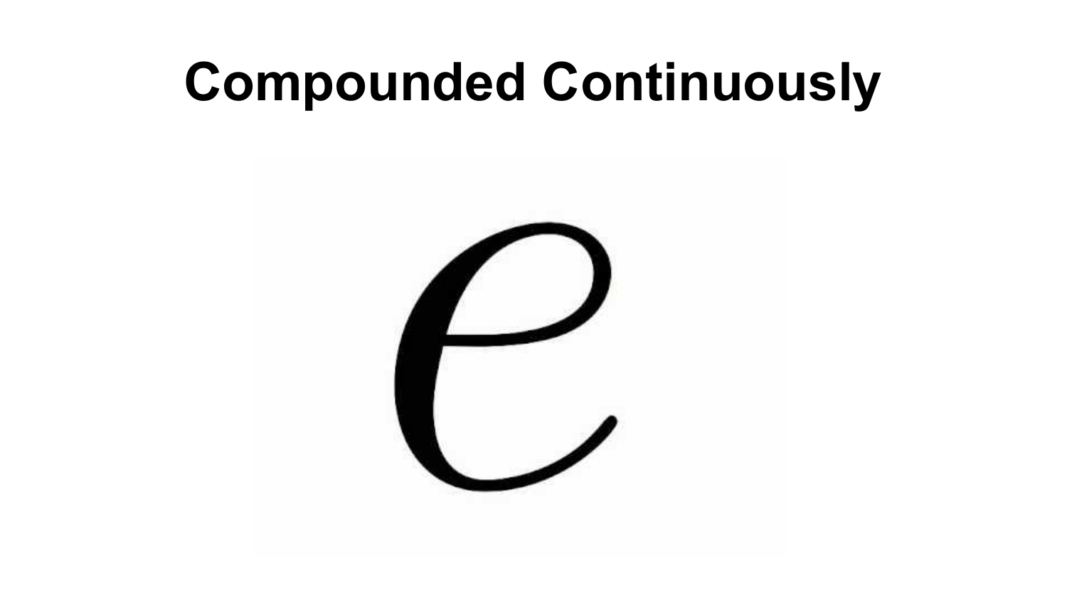# Compounded Continuously

$$e$$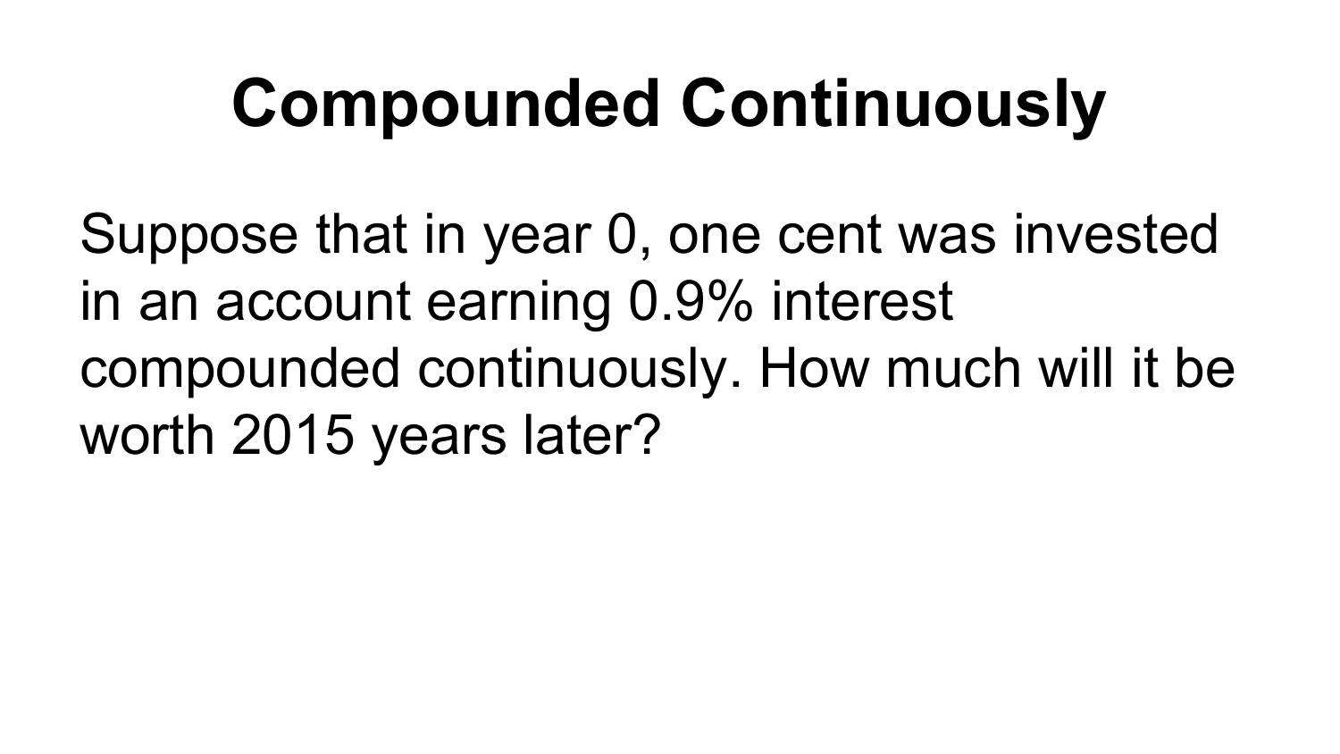# Compounded Continuously

Suppose that in year 0, one cent was invested in an account earning 0.9% interest compounded continuously. How much will it be worth 2015 years later?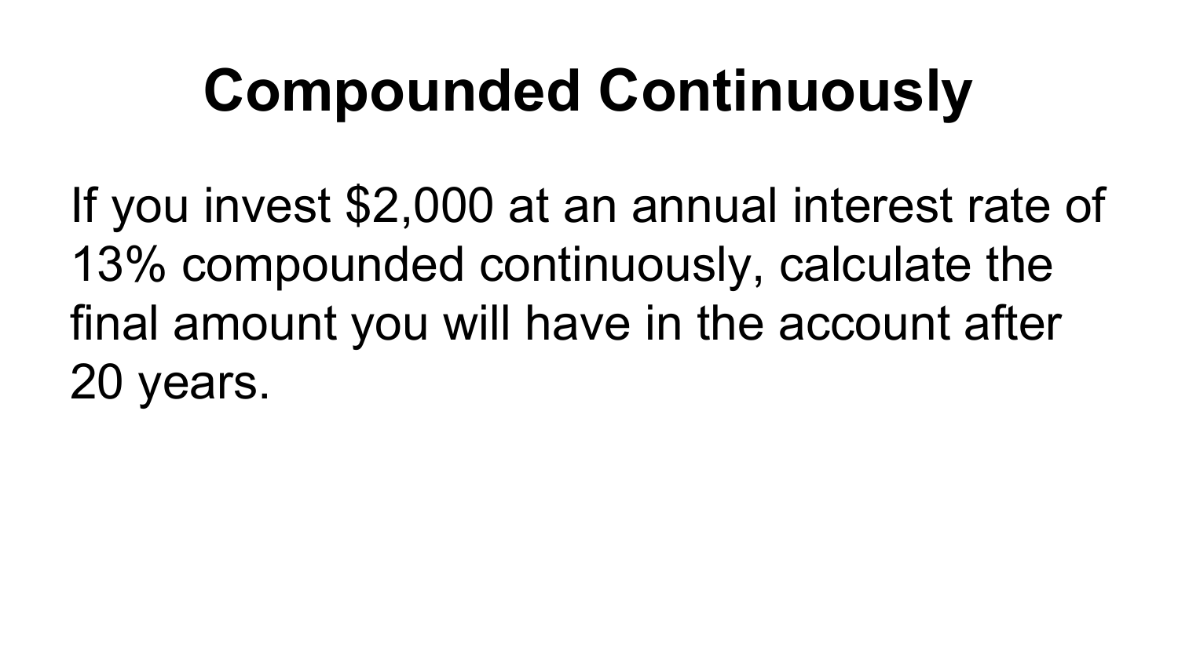# Compounded Continuously

If you invest $2,000 at an annual interest rate of 13% compounded continuously, calculate the final amount you will have in the account after 20 years.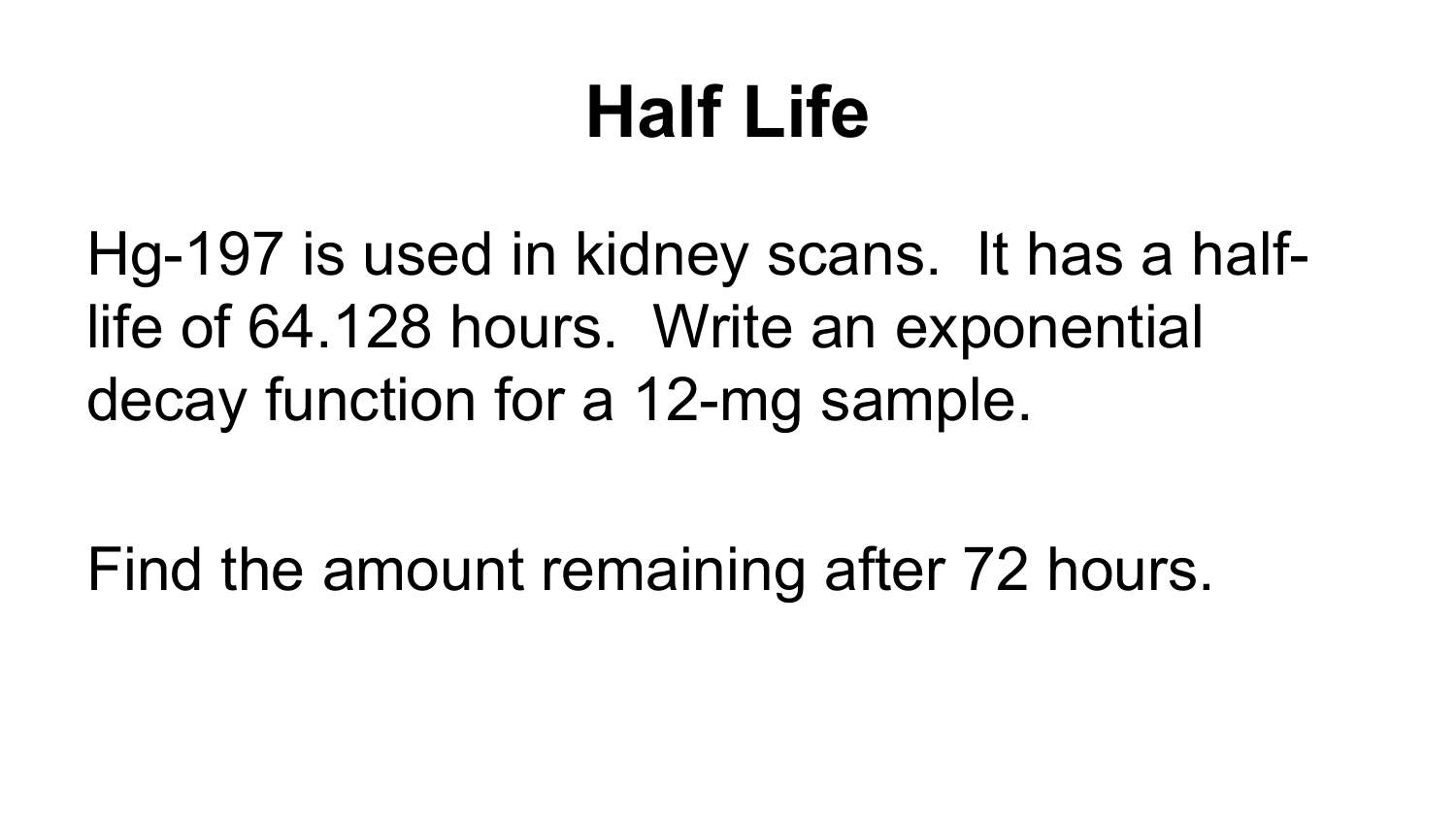# Half Life

Hg-197 is used in kidney scans. It has a half-life of 64.128 hours. Write an exponential decay function for a 12-mg sample.

Find the amount remaining after 72 hours.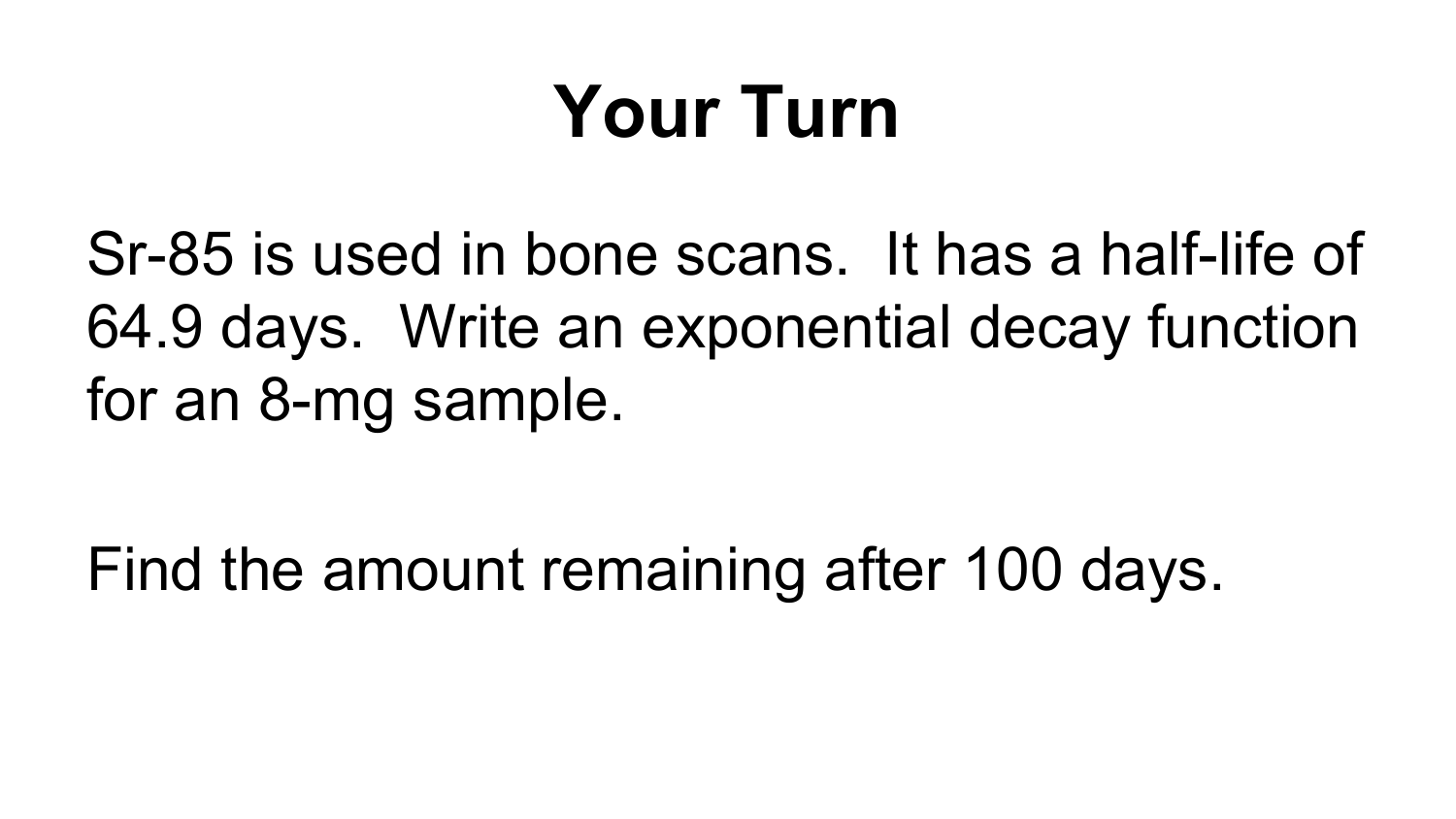# Your Turn

Sr-85 is used in bone scans. It has a half-life of 64.9 days. Write an exponential decay function for an 8-mg sample.

Find the amount remaining after 100 days.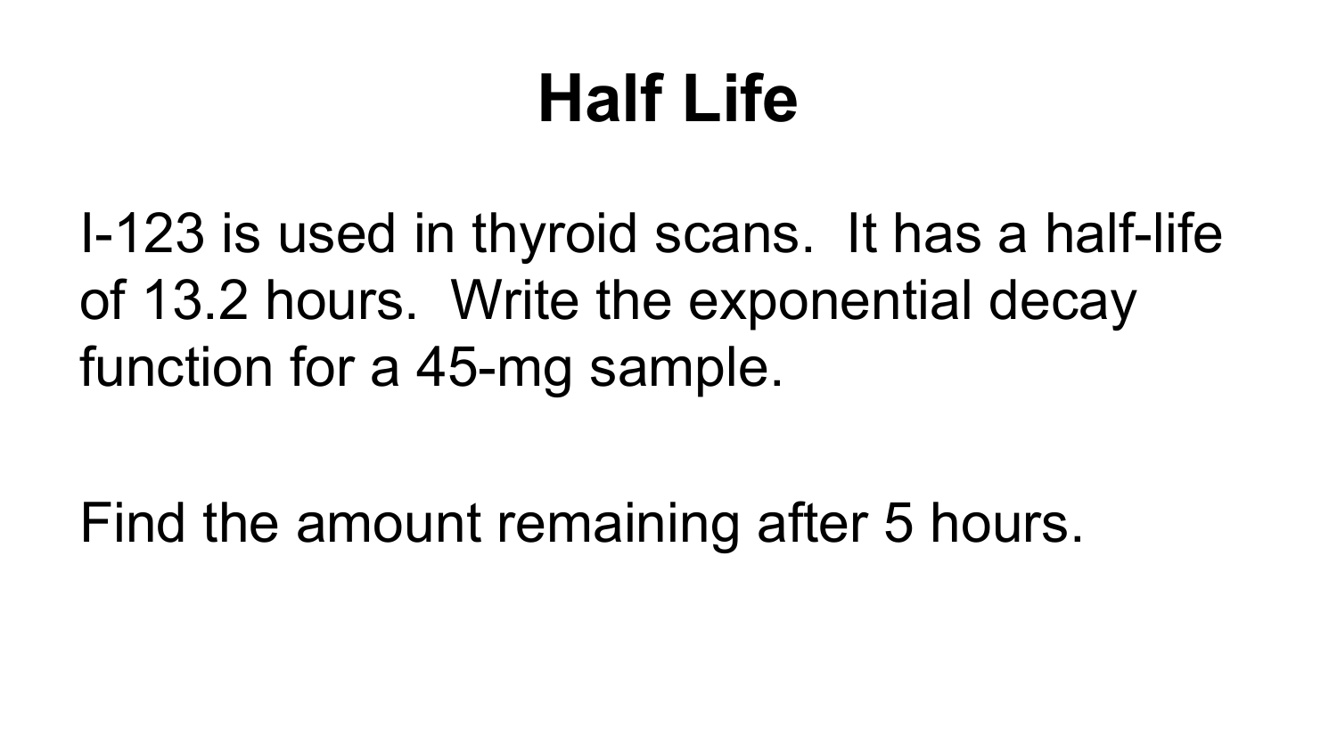# Half Life

I-123 is used in thyroid scans. It has a half-life of 13.2 hours. Write the exponential decay function for a 45-mg sample.

Find the amount remaining after 5 hours.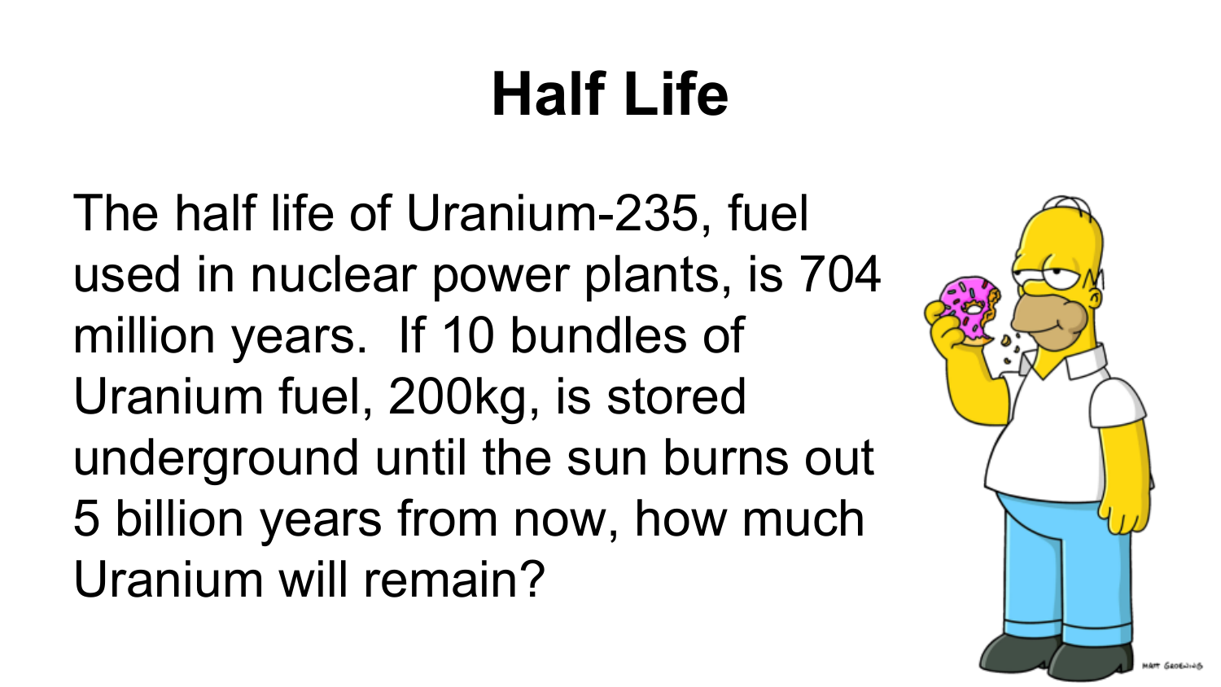# Half Life

The half life of Uranium-235, fuel used in nuclear power plants, is 704 million years. If 10 bundles of Uranium fuel, 200kg, is stored underground until the sun burns out 5 billion years from now, how much Uranium will remain?